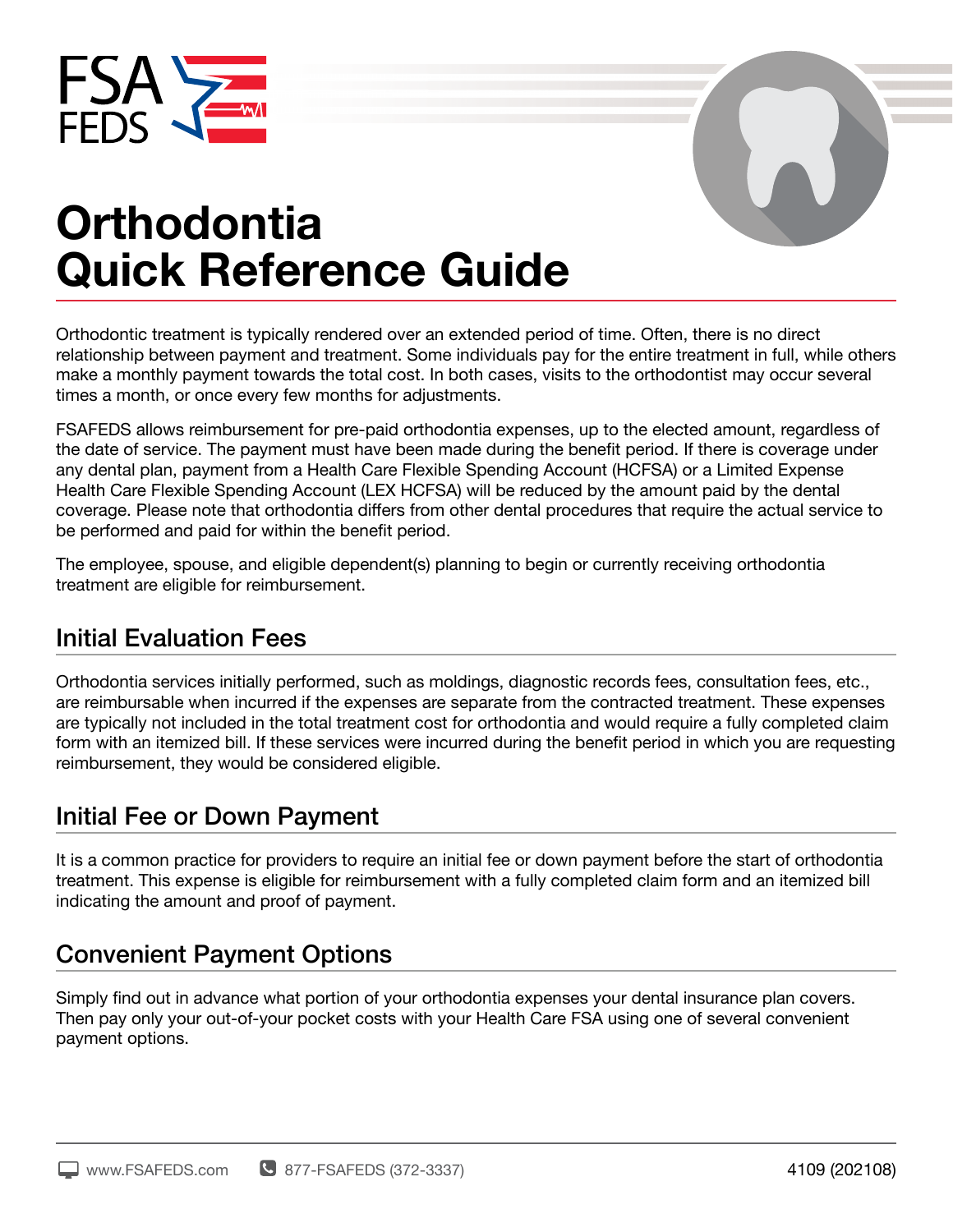# Orthodontia Quick Reference Guide

Orthodontic treatment is typically rendered over an extended period of time. Often, there is no direct relationship between payment and treatment. Some individuals pay for the entire treatment in full, while others make a monthly payment towards the total cost. In both cases, visits to the orthodontist may occur several times a month, or once every few months for adjustments.

FSAFEDS allows reimbursement for pre-paid orthodontia expenses, up to the elected amount, regardless of the date of service. The payment must have been made during the benefit period. If there is coverage under any dental plan, payment from a Health Care Flexible Spending Account (HCFSA) or a Limited Expense Health Care Flexible Spending Account (LEX HCFSA) will be reduced by the amount paid by the dental coverage. Please note that orthodontia differs from other dental procedures that require the actual service to be performed and paid for within the benefit period.

The employee, spouse, and eligible dependent(s) planning to begin or currently receiving orthodontia treatment are eligible for reimbursement.

## Initial Evaluation Fees

Orthodontia services initially performed, such as moldings, diagnostic records fees, consultation fees, etc., are reimbursable when incurred if the expenses are separate from the contracted treatment. These expenses are typically not included in the total treatment cost for orthodontia and would require a fully completed claim form with an itemized bill. If these services were incurred during the benefit period in which you are requesting reimbursement, they would be considered eligible.

## Initial Fee or Down Payment

It is a common practice for providers to require an initial fee or down payment before the start of orthodontia treatment. This expense is eligible for reimbursement with a fully completed claim form and an itemized bill indicating the amount and proof of payment.

## Convenient Payment Options

Simply find out in advance what portion of your orthodontia expenses your dental insurance plan covers. Then pay only your out-of-your pocket costs with your Health Care FSA using one of several convenient payment options.

www.FSAFEDS.com 877-FSAFEDS (372-3337) 4109 (202108)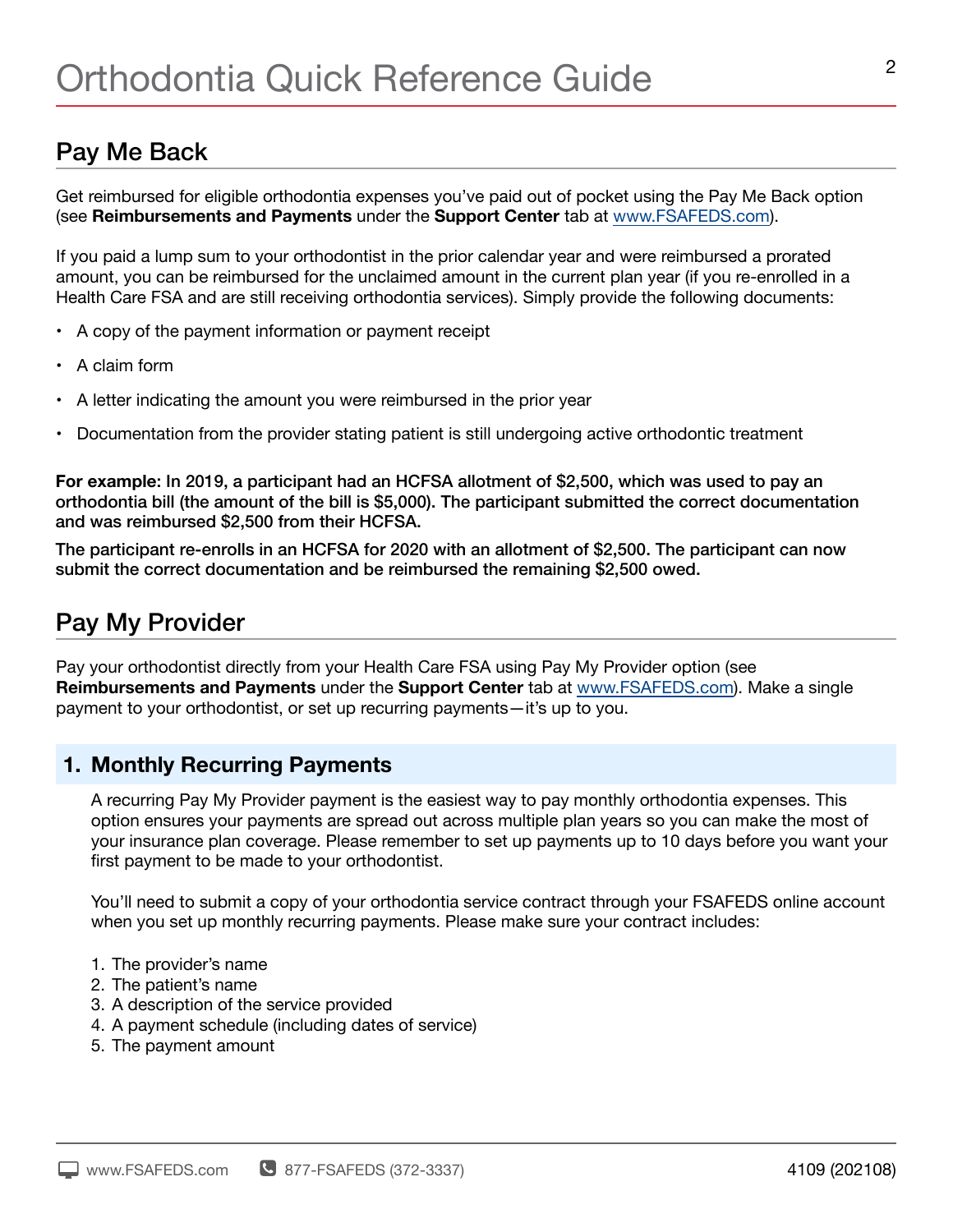## Pay Me Back

Get reimbursed for eligible orthodontia expenses you've paid out of pocket using the Pay Me Back option (see **Reimbursements and Payments** under the **Support Center** tab at www.FSAFEDS.com).

If you paid a lump sum to your orthodontist in the prior calendar year and were reimbursed a prorated amount, you can be reimbursed for the unclaimed amount in the current plan year (if you re-enrolled in a Health Care FSA and are still receiving orthodontia services). Simply provide the following documents:

- A copy of the payment information or payment receipt
- A claim form
- A letter indicating the amount you were reimbursed in the prior year
- Documentation from the provider stating patient is still undergoing active orthodontic treatment

**For example: In 2019, a participant had an HCFSA allotment of $2,500, which was used to pay an orthodontia bill (the amount of the bill is $5,000). The participant submitted the correct documentation and was reimbursed $2,500 from their HCFSA.**

**The participant re-enrolls in an HCFSA for 2020 with an allotment of $2,500. The participant can now submit the correct documentation and be reimbursed the remaining $2,500 owed.**

## Pay My Provider

Pay your orthodontist directly from your Health Care FSA using Pay My Provider option (see **Reimbursements and Payments** under the **Support Center** tab at www.FSAFEDS.com). Make a single payment to your orthodontist, or set up recurring payments—it's up to you.

### 1. Monthly Recurring Payments

A recurring Pay My Provider payment is the easiest way to pay monthly orthodontia expenses. This option ensures your payments are spread out across multiple plan years so you can make the most of your insurance plan coverage. Please remember to set up payments up to 10 days before you want your first payment to be made to your orthodontist.

You'll need to submit a copy of your orthodontia service contract through your FSAFEDS online account when you set up monthly recurring payments. Please make sure your contract includes:

1. The provider's name
2. The patient's name
3. A description of the service provided
4. A payment schedule (including dates of service)
5. The payment amount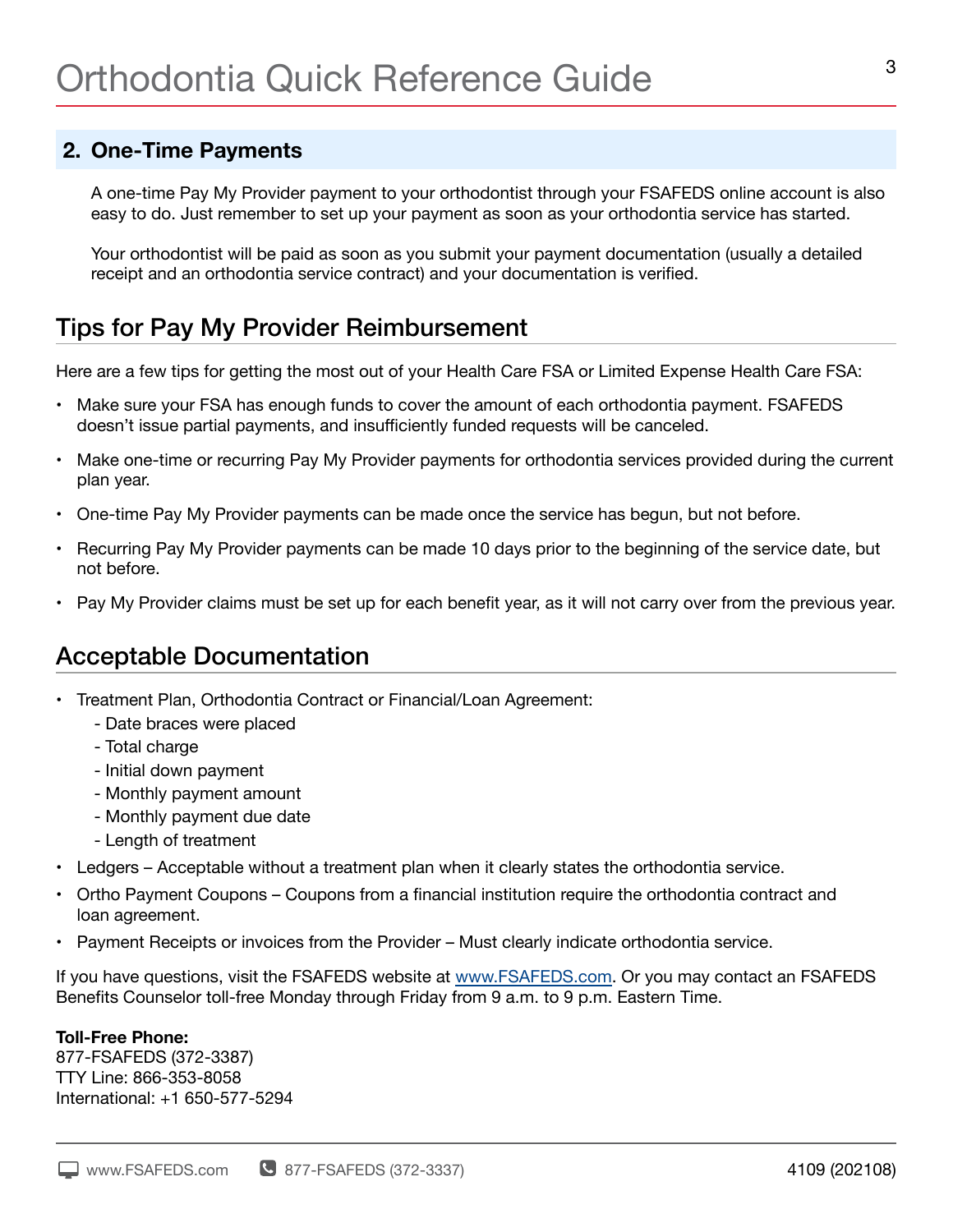## 2. One-Time Payments

A one-time Pay My Provider payment to your orthodontist through your FSAFEDS online account is also easy to do. Just remember to set up your payment as soon as your orthodontia service has started.

Your orthodontist will be paid as soon as you submit your payment documentation (usually a detailed receipt and an orthodontia service contract) and your documentation is verified.

## Tips for Pay My Provider Reimbursement

Here are a few tips for getting the most out of your Health Care FSA or Limited Expense Health Care FSA:

- Make sure your FSA has enough funds to cover the amount of each orthodontia payment. FSAFEDS doesn't issue partial payments, and insufficiently funded requests will be canceled.
- Make one-time or recurring Pay My Provider payments for orthodontia services provided during the current plan year.
- One-time Pay My Provider payments can be made once the service has begun, but not before.
- Recurring Pay My Provider payments can be made 10 days prior to the beginning of the service date, but not before.
- Pay My Provider claims must be set up for each benefit year, as it will not carry over from the previous year.

## Acceptable Documentation

- Treatment Plan, Orthodontia Contract or Financial/Loan Agreement:
  - Date braces were placed
  - Total charge
  - Initial down payment
  - Monthly payment amount
  - Monthly payment due date
  - Length of treatment
- Ledgers – Acceptable without a treatment plan when it clearly states the orthodontia service.
- Ortho Payment Coupons – Coupons from a financial institution require the orthodontia contract and loan agreement.
- Payment Receipts or invoices from the Provider – Must clearly indicate orthodontia service.

If you have questions, visit the FSAFEDS website at www.FSAFEDS.com. Or you may contact an FSAFEDS Benefits Counselor toll-free Monday through Friday from 9 a.m. to 9 p.m. Eastern Time.

**Toll-Free Phone:**
877-FSAFEDS (372-3387)
TTY Line: 866-353-8058
International: +1 650-577-5294